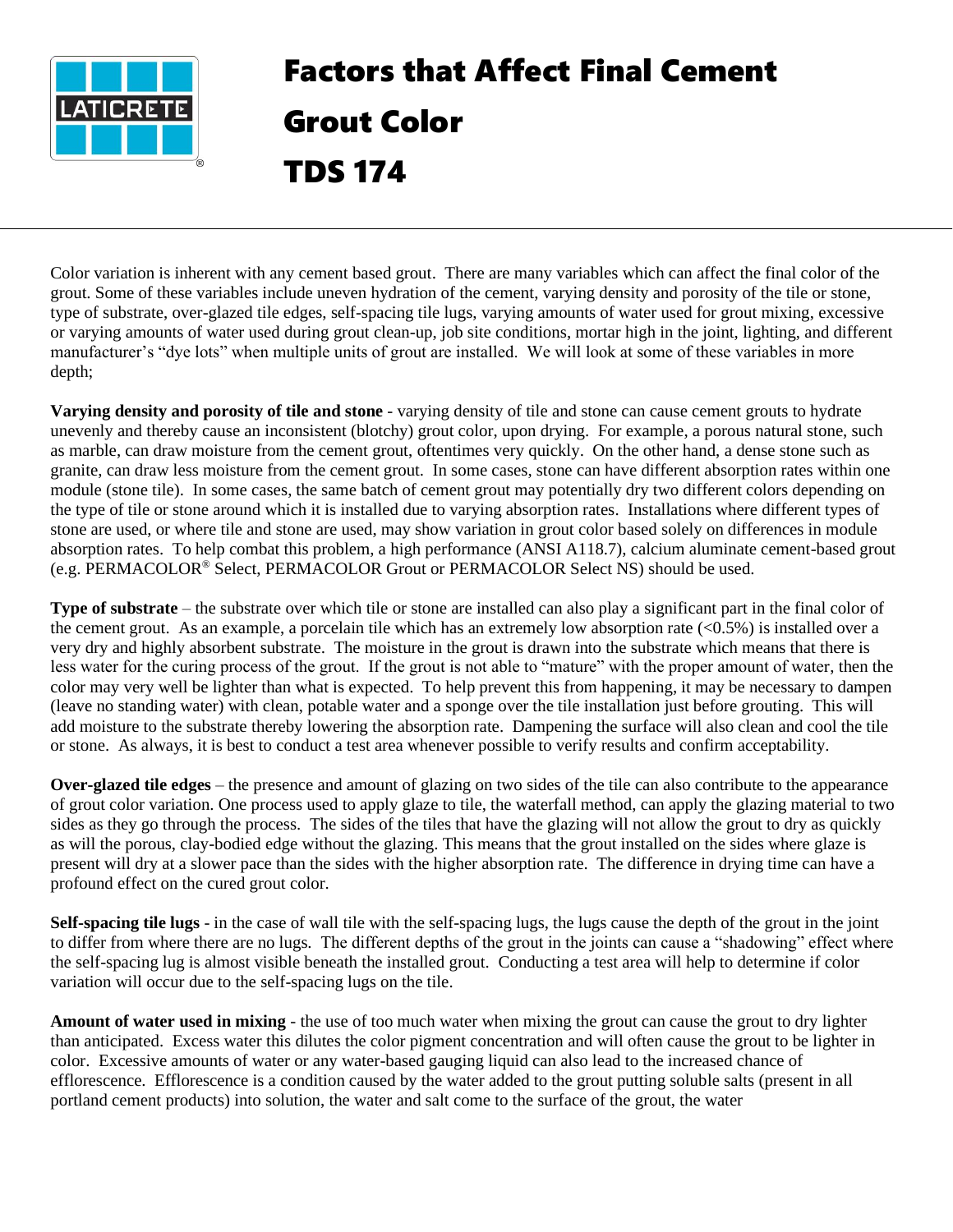# Factors that Affect Final Cement Grout Color TDS 174

Color variation is inherent with any cement based grout. There are many variables which can affect the final color of the grout. Some of these variables include uneven hydration of the cement, varying density and porosity of the tile or stone, type of substrate, over-glazed tile edges, self-spacing tile lugs, varying amounts of water used for grout mixing, excessive or varying amounts of water used during grout clean-up, job site conditions, mortar high in the joint, lighting, and different manufacturer's "dye lots" when multiple units of grout are installed. We will look at some of these variables in more depth;

**Varying density and porosity of tile and stone** - varying density of tile and stone can cause cement grouts to hydrate unevenly and thereby cause an inconsistent (blotchy) grout color, upon drying. For example, a porous natural stone, such as marble, can draw moisture from the cement grout, oftentimes very quickly. On the other hand, a dense stone such as granite, can draw less moisture from the cement grout. In some cases, stone can have different absorption rates within one module (stone tile). In some cases, the same batch of cement grout may potentially dry two different colors depending on the type of tile or stone around which it is installed due to varying absorption rates. Installations where different types of stone are used, or where tile and stone are used, may show variation in grout color based solely on differences in module absorption rates. To help combat this problem, a high performance (ANSI A118.7), calcium aluminate cement-based grout (e.g. PERMACOLOR® Select, PERMACOLOR Grout or PERMACOLOR Select NS) should be used.

**Type of substrate** – the substrate over which tile or stone are installed can also play a significant part in the final color of the cement grout. As an example, a porcelain tile which has an extremely low absorption rate (<0.5%) is installed over a very dry and highly absorbent substrate. The moisture in the grout is drawn into the substrate which means that there is less water for the curing process of the grout. If the grout is not able to "mature" with the proper amount of water, then the color may very well be lighter than what is expected. To help prevent this from happening, it may be necessary to dampen (leave no standing water) with clean, potable water and a sponge over the tile installation just before grouting. This will add moisture to the substrate thereby lowering the absorption rate. Dampening the surface will also clean and cool the tile or stone. As always, it is best to conduct a test area whenever possible to verify results and confirm acceptability.

**Over-glazed tile edges** – the presence and amount of glazing on two sides of the tile can also contribute to the appearance of grout color variation. One process used to apply glaze to tile, the waterfall method, can apply the glazing material to two sides as they go through the process. The sides of the tiles that have the glazing will not allow the grout to dry as quickly as will the porous, clay-bodied edge without the glazing. This means that the grout installed on the sides where glaze is present will dry at a slower pace than the sides with the higher absorption rate. The difference in drying time can have a profound effect on the cured grout color.

**Self-spacing tile lugs** - in the case of wall tile with the self-spacing lugs, the lugs cause the depth of the grout in the joint to differ from where there are no lugs. The different depths of the grout in the joints can cause a "shadowing" effect where the self-spacing lug is almost visible beneath the installed grout. Conducting a test area will help to determine if color variation will occur due to the self-spacing lugs on the tile.

**Amount of water used in mixing** - the use of too much water when mixing the grout can cause the grout to dry lighter than anticipated. Excess water this dilutes the color pigment concentration and will often cause the grout to be lighter in color. Excessive amounts of water or any water-based gauging liquid can also lead to the increased chance of efflorescence. Efflorescence is a condition caused by the water added to the grout putting soluble salts (present in all portland cement products) into solution, the water and salt come to the surface of the grout, the water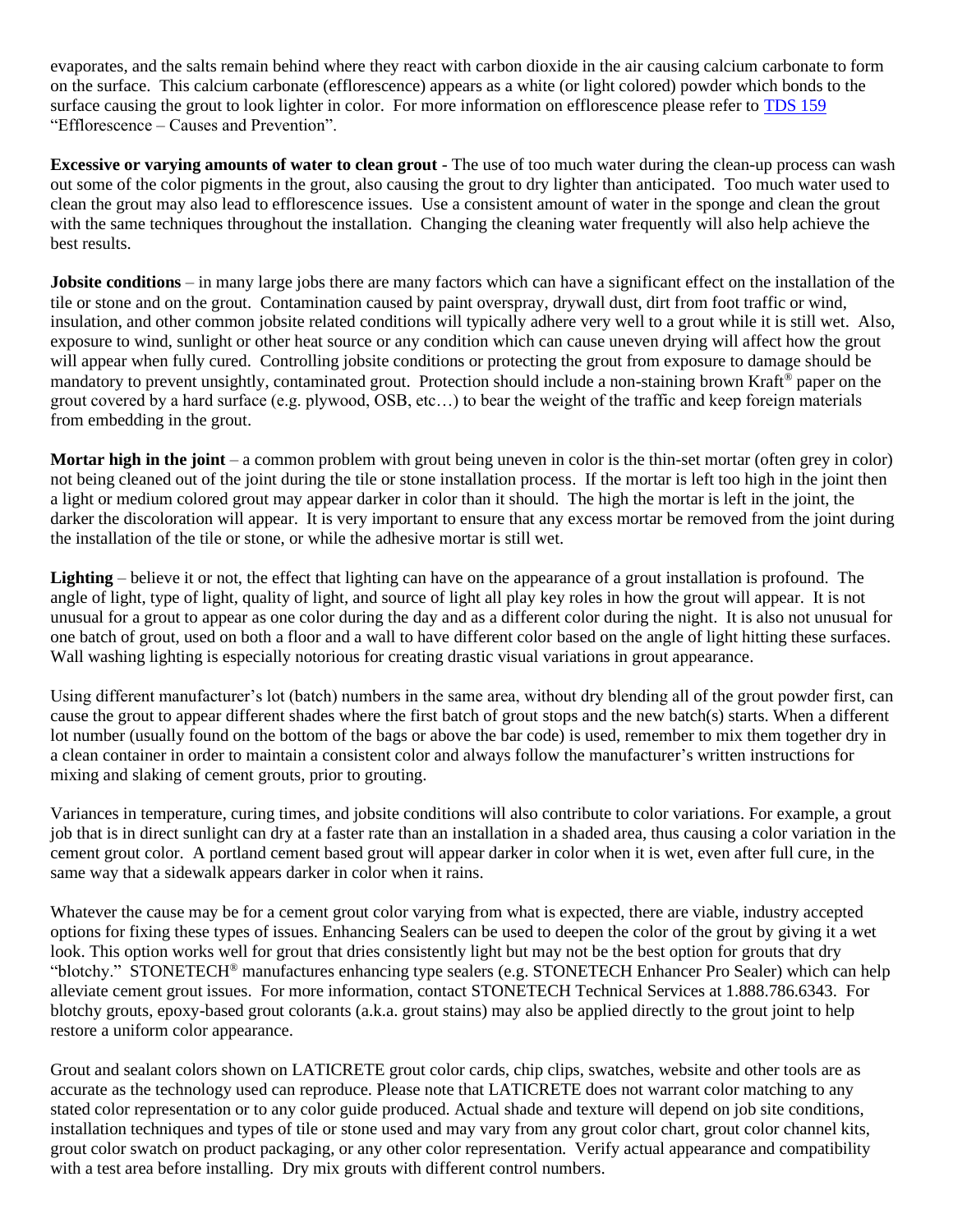evaporates, and the salts remain behind where they react with carbon dioxide in the air causing calcium carbonate to form on the surface. This calcium carbonate (efflorescence) appears as a white (or light colored) powder which bonds to the surface causing the grout to look lighter in color. For more information on efflorescence please refer to TDS 159 "Efflorescence – Causes and Prevention".

**Excessive or varying amounts of water to clean grout** - The use of too much water during the clean-up process can wash out some of the color pigments in the grout, also causing the grout to dry lighter than anticipated. Too much water used to clean the grout may also lead to efflorescence issues. Use a consistent amount of water in the sponge and clean the grout with the same techniques throughout the installation. Changing the cleaning water frequently will also help achieve the best results.

**Jobsite conditions** – in many large jobs there are many factors which can have a significant effect on the installation of the tile or stone and on the grout. Contamination caused by paint overspray, drywall dust, dirt from foot traffic or wind, insulation, and other common jobsite related conditions will typically adhere very well to a grout while it is still wet. Also, exposure to wind, sunlight or other heat source or any condition which can cause uneven drying will affect how the grout will appear when fully cured. Controlling jobsite conditions or protecting the grout from exposure to damage should be mandatory to prevent unsightly, contaminated grout. Protection should include a non-staining brown Kraft® paper on the grout covered by a hard surface (e.g. plywood, OSB, etc…) to bear the weight of the traffic and keep foreign materials from embedding in the grout.

**Mortar high in the joint** – a common problem with grout being uneven in color is the thin-set mortar (often grey in color) not being cleaned out of the joint during the tile or stone installation process. If the mortar is left too high in the joint then a light or medium colored grout may appear darker in color than it should. The high the mortar is left in the joint, the darker the discoloration will appear. It is very important to ensure that any excess mortar be removed from the joint during the installation of the tile or stone, or while the adhesive mortar is still wet.

**Lighting** – believe it or not, the effect that lighting can have on the appearance of a grout installation is profound. The angle of light, type of light, quality of light, and source of light all play key roles in how the grout will appear. It is not unusual for a grout to appear as one color during the day and as a different color during the night. It is also not unusual for one batch of grout, used on both a floor and a wall to have different color based on the angle of light hitting these surfaces. Wall washing lighting is especially notorious for creating drastic visual variations in grout appearance.

Using different manufacturer's lot (batch) numbers in the same area, without dry blending all of the grout powder first, can cause the grout to appear different shades where the first batch of grout stops and the new batch(s) starts. When a different lot number (usually found on the bottom of the bags or above the bar code) is used, remember to mix them together dry in a clean container in order to maintain a consistent color and always follow the manufacturer's written instructions for mixing and slaking of cement grouts, prior to grouting.

Variances in temperature, curing times, and jobsite conditions will also contribute to color variations. For example, a grout job that is in direct sunlight can dry at a faster rate than an installation in a shaded area, thus causing a color variation in the cement grout color. A portland cement based grout will appear darker in color when it is wet, even after full cure, in the same way that a sidewalk appears darker in color when it rains.

Whatever the cause may be for a cement grout color varying from what is expected, there are viable, industry accepted options for fixing these types of issues. Enhancing Sealers can be used to deepen the color of the grout by giving it a wet look. This option works well for grout that dries consistently light but may not be the best option for grouts that dry "blotchy." STONETECH® manufactures enhancing type sealers (e.g. STONETECH Enhancer Pro Sealer) which can help alleviate cement grout issues. For more information, contact STONETECH Technical Services at 1.888.786.6343. For blotchy grouts, epoxy-based grout colorants (a.k.a. grout stains) may also be applied directly to the grout joint to help restore a uniform color appearance.

Grout and sealant colors shown on LATICRETE grout color cards, chip clips, swatches, website and other tools are as accurate as the technology used can reproduce. Please note that LATICRETE does not warrant color matching to any stated color representation or to any color guide produced. Actual shade and texture will depend on job site conditions, installation techniques and types of tile or stone used and may vary from any grout color chart, grout color channel kits, grout color swatch on product packaging, or any other color representation. Verify actual appearance and compatibility with a test area before installing. Dry mix grouts with different control numbers.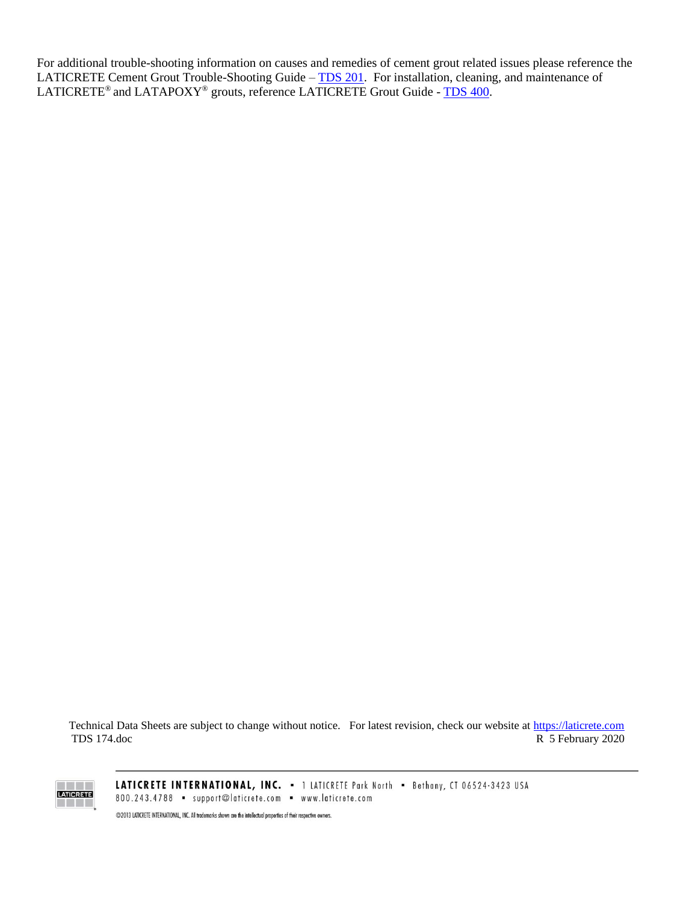For additional trouble-shooting information on causes and remedies of cement grout related issues please reference the LATICRETE Cement Grout Trouble-Shooting Guide – [TDS 201](). For installation, cleaning, and maintenance of LATICRETE® and LATAPOXY® grouts, reference LATICRETE Grout Guide - [TDS 400]().

Technical Data Sheets are subject to change without notice. For latest revision, check our website at https://laticrete.com

TDS 174.doc R 5 February 2020

**LATICRETE INTERNATIONAL, INC.** ▪ 1 LATICRETE Park North ▪ Bethany, CT 06524-3423 USA
800.243.4788 ▪ support@laticrete.com ▪ www.laticrete.com

©2013 LATICRETE INTERNATIONAL, INC. All trademarks shown are the intellectual properties of their respective owners.